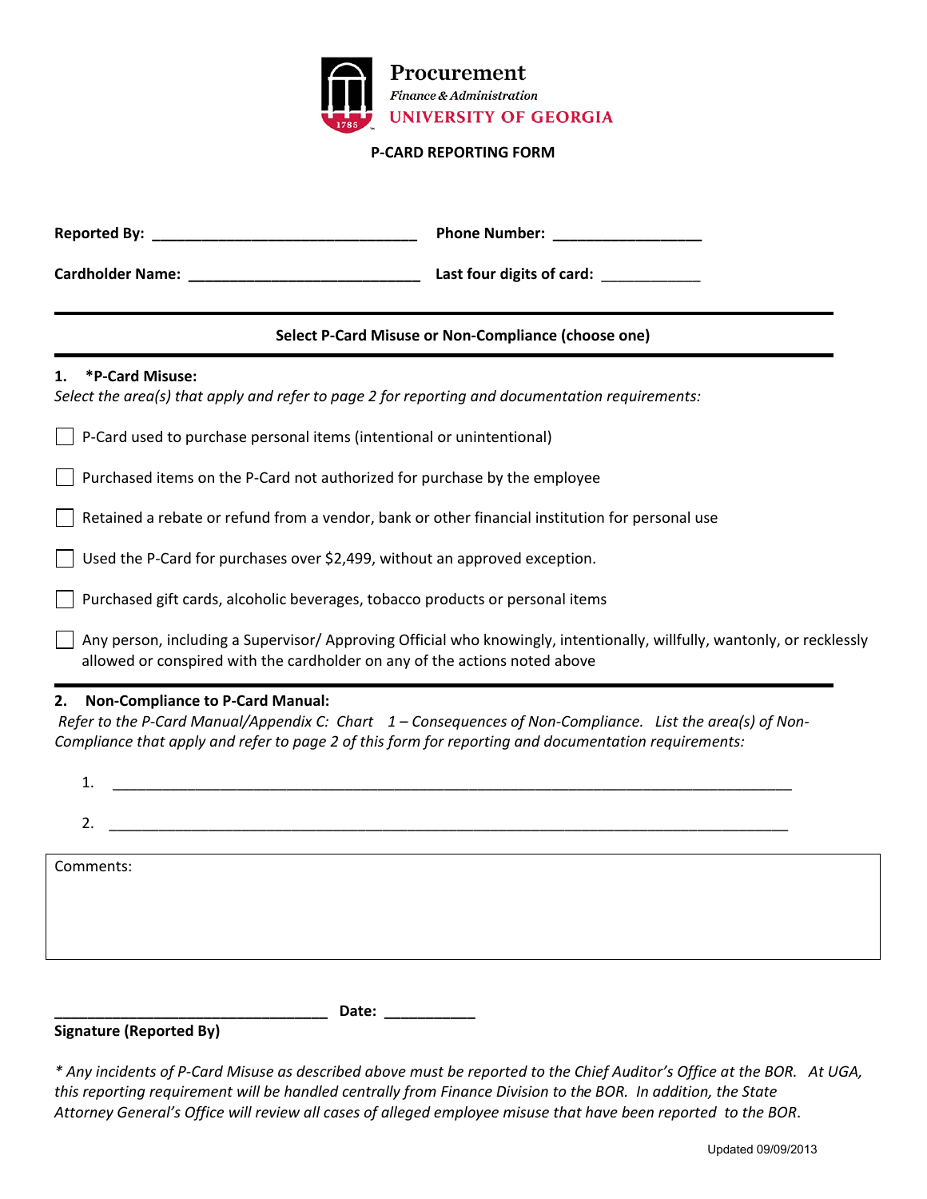**Procurement**
*Finance & Administration*
**UNIVERSITY OF GEORGIA**

# P-CARD REPORTING FORM

**Reported By:** ________________________________ **Phone Number:** __________________

**Cardholder Name:** ____________________________ **Last four digits of card:** ____________

---

**Select P-Card Misuse or Non-Compliance (choose one)**

---

**1. *P-Card Misuse:**

*Select the area(s) that apply and refer to page 2 for reporting and documentation requirements:*

- ☐ P-Card used to purchase personal items (intentional or unintentional)
- ☐ Purchased items on the P-Card not authorized for purchase by the employee
- ☐ Retained a rebate or refund from a vendor, bank or other financial institution for personal use
- ☐ Used the P-Card for purchases over $2,499, without an approved exception.
- ☐ Purchased gift cards, alcoholic beverages, tobacco products or personal items
- ☐ Any person, including a Supervisor/ Approving Official who knowingly, intentionally, willfully, wantonly, or recklessly allowed or conspired with the cardholder on any of the actions noted above

---

**2. Non-Compliance to P-Card Manual:**

*Refer to the P-Card Manual/Appendix C: Chart 1 – Consequences of Non-Compliance. List the area(s) of Non-Compliance that apply and refer to page 2 of this form for reporting and documentation requirements:*

1. ______________________________________________________________________________

2. ______________________________________________________________________________

Comments:

&nbsp;

________________________________ **Date:** ___________

**Signature (Reported By)**

*\* Any incidents of P-Card Misuse as described above must be reported to the Chief Auditor's Office at the BOR. At UGA, this reporting requirement will be handled centrally from Finance Division to the BOR. In addition, the State Attorney General's Office will review all cases of alleged employee misuse that have been reported to the BOR.*

Updated 09/09/2013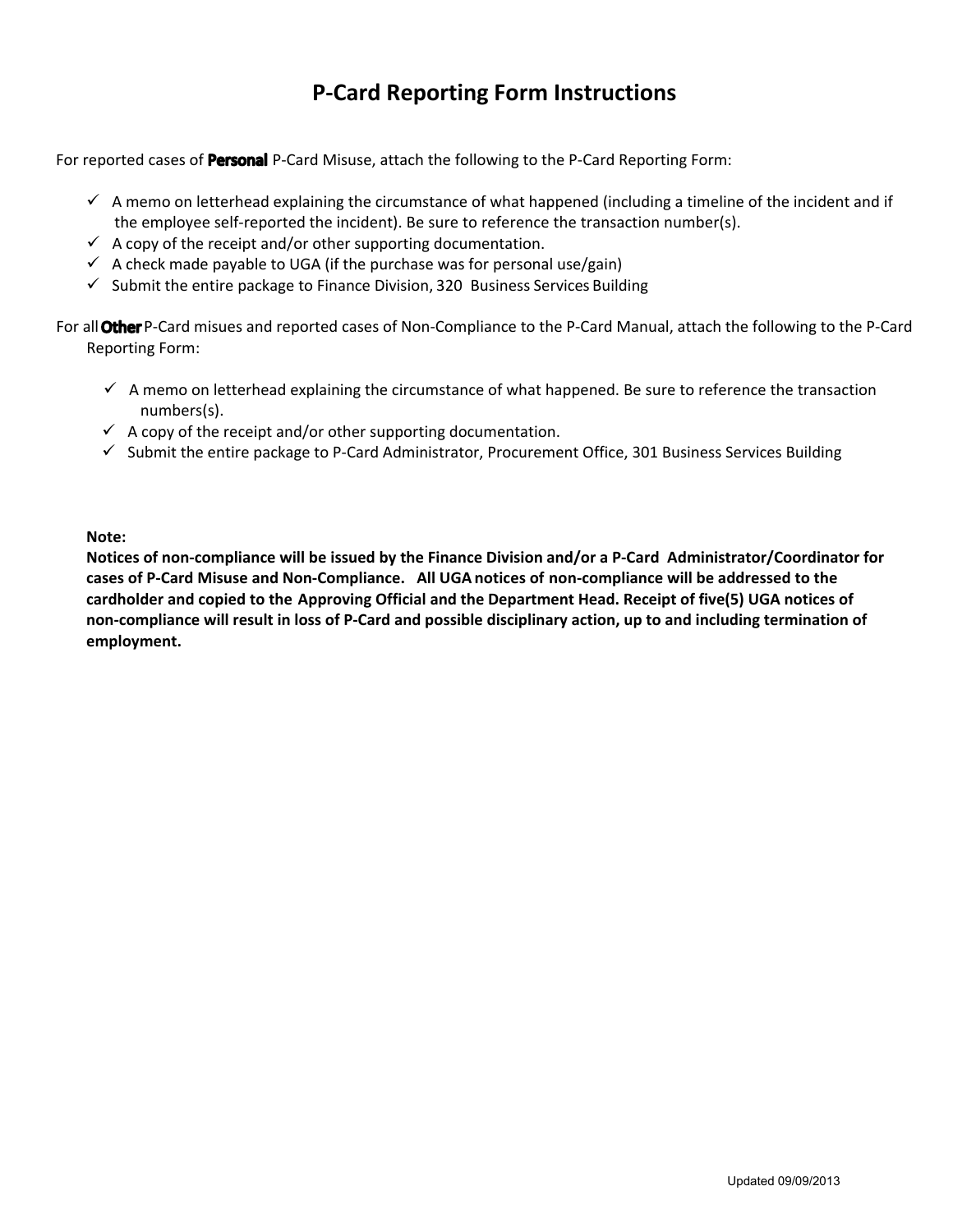# P-Card Reporting Form Instructions

For reported cases of **Personal** P-Card Misuse, attach the following to the P-Card Reporting Form:

- ✓ A memo on letterhead explaining the circumstance of what happened (including a timeline of the incident and if the employee self-reported the incident). Be sure to reference the transaction number(s).
- ✓ A copy of the receipt and/or other supporting documentation.
- ✓ A check made payable to UGA (if the purchase was for personal use/gain)
- ✓ Submit the entire package to Finance Division, 320 Business Services Building

For all **Other** P-Card misues and reported cases of Non-Compliance to the P-Card Manual, attach the following to the P-Card Reporting Form:

- ✓ A memo on letterhead explaining the circumstance of what happened. Be sure to reference the transaction numbers(s).
- ✓ A copy of the receipt and/or other supporting documentation.
- ✓ Submit the entire package to P-Card Administrator, Procurement Office, 301 Business Services Building

**Note:**
**Notices of non-compliance will be issued by the Finance Division and/or a P-Card Administrator/Coordinator for cases of P-Card Misuse and Non-Compliance. All UGA notices of non-compliance will be addressed to the cardholder and copied to the Approving Official and the Department Head. Receipt of five(5) UGA notices of non-compliance will result in loss of P-Card and possible disciplinary action, up to and including termination of employment.**

Updated 09/09/2013